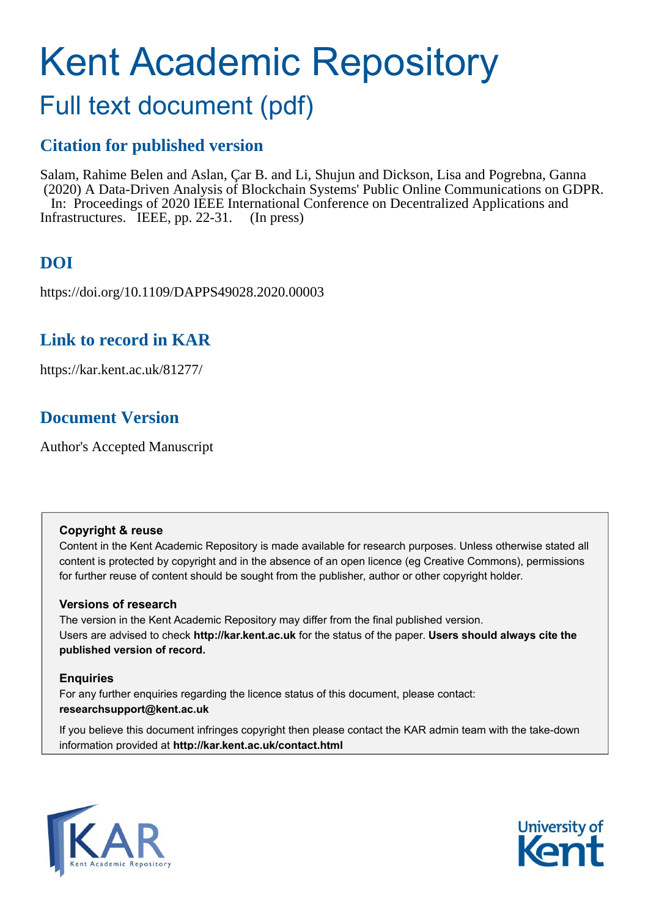# Kent Academic Repository

## Full text document (pdf)

### Citation for published version

Salam, Rahime Belen and Aslan, Çar B. and Li, Shujun and Dickson, Lisa and Pogrebna, Ganna (2020) A Data-Driven Analysis of Blockchain Systems' Public Online Communications on GDPR. In: Proceedings of 2020 IEEE International Conference on Decentralized Applications and Infrastructures. IEEE, pp. 22-31. (In press)

### DOI

https://doi.org/10.1109/DAPPS49028.2020.00003

### Link to record in KAR

https://kar.kent.ac.uk/81277/

### Document Version

Author's Accepted Manuscript

**Copyright & reuse**

Content in the Kent Academic Repository is made available for research purposes. Unless otherwise stated all content is protected by copyright and in the absence of an open licence (eg Creative Commons), permissions for further reuse of content should be sought from the publisher, author or other copyright holder.

**Versions of research**

The version in the Kent Academic Repository may differ from the final published version. Users are advised to check **http://kar.kent.ac.uk** for the status of the paper. **Users should always cite the published version of record.**

**Enquiries**

For any further enquiries regarding the licence status of this document, please contact: **researchsupport@kent.ac.uk**

If you believe this document infringes copyright then please contact the KAR admin team with the take-down information provided at **http://kar.kent.ac.uk/contact.html**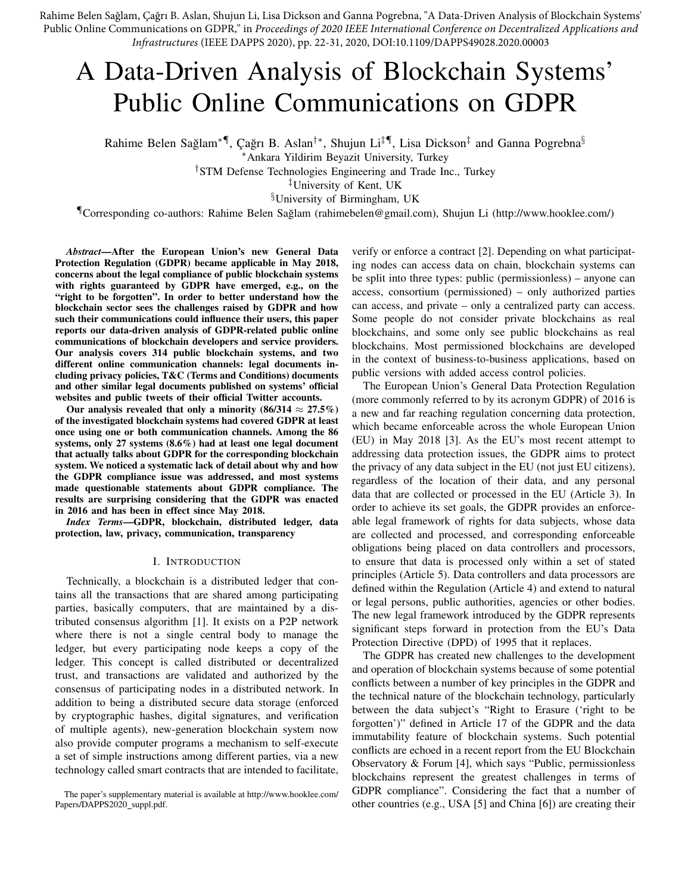Rahime Belen Sağlam, Çağrı B. Aslan, Shujun Li, Lisa Dickson and Ganna Pogrebna, "A Data-Driven Analysis of Blockchain Systems' Public Online Communications on GDPR," in *Proceedings of 2020 IEEE International Conference on Decentralized Applications and Infrastructures* (IEEE DAPPS 2020), pp. 22-31, 2020, DOI:10.1109/DAPPS49028.2020.00003

# A Data-Driven Analysis of Blockchain Systems' Public Online Communications on GDPR

Rahime Belen Sağlam*¶, Çağrı B. Aslan†*, Shujun Li‡¶, Lisa Dickson‡ and Ganna Pogrebna§

*Ankara Yildirim Beyazit University, Turkey

†STM Defense Technologies Engineering and Trade Inc., Turkey

‡University of Kent, UK

§University of Birmingham, UK

¶Corresponding co-authors: Rahime Belen Sağlam (rahimebelen@gmail.com), Shujun Li (http://www.hooklee.com/)

***Abstract*—After the European Union's new General Data Protection Regulation (GDPR) became applicable in May 2018, concerns about the legal compliance of public blockchain systems with rights guaranteed by GDPR have emerged, e.g., on the "right to be forgotten". In order to better understand how the blockchain sector sees the challenges raised by GDPR and how such their communications could influence their users, this paper reports our data-driven analysis of GDPR-related public online communications of blockchain developers and service providers. Our analysis covers 314 public blockchain systems, and two different online communication channels: legal documents including privacy policies, T&C (Terms and Conditions) documents and other similar legal documents published on systems' official websites and public tweets of their official Twitter accounts.**

**Our analysis revealed that only a minority (86/314 $\approx$ 27.5%) of the investigated blockchain systems had covered GDPR at least once using one or both communication channels. Among the 86 systems, only 27 systems (8.6%) had at least one legal document that actually talks about GDPR for the corresponding blockchain system. We noticed a systematic lack of detail about why and how the GDPR compliance issue was addressed, and most systems made questionable statements about GDPR compliance. The results are surprising considering that the GDPR was enacted in 2016 and has been in effect since May 2018.**

***Index Terms*—GDPR, blockchain, distributed ledger, data protection, law, privacy, communication, transparency**

## I. Introduction

Technically, a blockchain is a distributed ledger that contains all the transactions that are shared among participating parties, basically computers, that are maintained by a distributed consensus algorithm [1]. It exists on a P2P network where there is not a single central body to manage the ledger, but every participating node keeps a copy of the ledger. This concept is called distributed or decentralized trust, and transactions are validated and authorized by the consensus of participating nodes in a distributed network. In addition to being a distributed secure data storage (enforced by cryptographic hashes, digital signatures, and verification of multiple agents), new-generation blockchain system now also provide computer programs a mechanism to self-execute a set of simple instructions among different parties, via a new technology called smart contracts that are intended to facilitate, verify or enforce a contract [2]. Depending on what participating nodes can access data on chain, blockchain systems can be split into three types: public (permissionless) – anyone can access, consortium (permissioned) – only authorized parties can access, and private – only a centralized party can access. Some people do not consider private blockchains as real blockchains, and some only see public blockchains as real blockchains. Most permissioned blockchains are developed in the context of business-to-business applications, based on public versions with added access control policies.

The European Union's General Data Protection Regulation (more commonly referred to by its acronym GDPR) of 2016 is a new and far reaching regulation concerning data protection, which became enforceable across the whole European Union (EU) in May 2018 [3]. As the EU's most recent attempt to addressing data protection issues, the GDPR aims to protect the privacy of any data subject in the EU (not just EU citizens), regardless of the location of their data, and any personal data that are collected or processed in the EU (Article 3). In order to achieve its set goals, the GDPR provides an enforceable legal framework of rights for data subjects, whose data are collected and processed, and corresponding enforceable obligations being placed on data controllers and processors, to ensure that data is processed only within a set of stated principles (Article 5). Data controllers and data processors are defined within the Regulation (Article 4) and extend to natural or legal persons, public authorities, agencies or other bodies. The new legal framework introduced by the GDPR represents significant steps forward in protection from the EU's Data Protection Directive (DPD) of 1995 that it replaces.

The GDPR has created new challenges to the development and operation of blockchain systems because of some potential conflicts between a number of key principles in the GDPR and the technical nature of the blockchain technology, particularly between the data subject's "Right to Erasure ('right to be forgotten')" defined in Article 17 of the GDPR and the data immutability feature of blockchain systems. Such potential conflicts are echoed in a recent report from the EU Blockchain Observatory & Forum [4], which says "Public, permissionless blockchains represent the greatest challenges in terms of GDPR compliance". Considering the fact that a number of other countries (e.g., USA [5] and China [6]) are creating their

The paper's supplementary material is available at http://www.hooklee.com/Papers/DAPPS2020_suppl.pdf.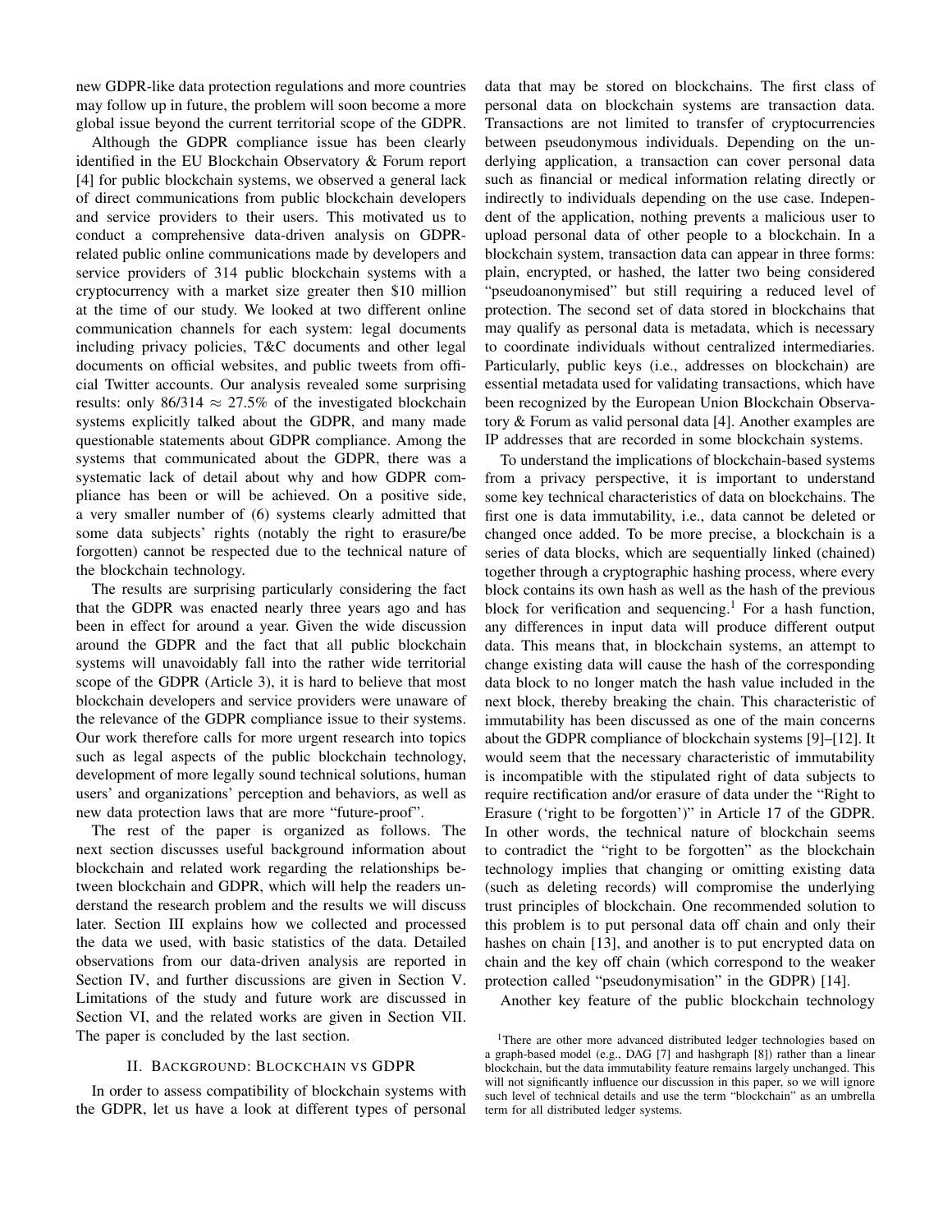new GDPR-like data protection regulations and more countries may follow up in future, the problem will soon become a more global issue beyond the current territorial scope of the GDPR.

Although the GDPR compliance issue has been clearly identified in the EU Blockchain Observatory & Forum report [4] for public blockchain systems, we observed a general lack of direct communications from public blockchain developers and service providers to their users. This motivated us to conduct a comprehensive data-driven analysis on GDPR-related public online communications made by developers and service providers of 314 public blockchain systems with a cryptocurrency with a market size greater then \$10 million at the time of our study. We looked at two different online communication channels for each system: legal documents including privacy policies, T&C documents and other legal documents on official websites, and public tweets from official Twitter accounts. Our analysis revealed some surprising results: only $86/314 \approx 27.5\%$ of the investigated blockchain systems explicitly talked about the GDPR, and many made questionable statements about GDPR compliance. Among the systems that communicated about the GDPR, there was a systematic lack of detail about why and how GDPR compliance has been or will be achieved. On a positive side, a very smaller number of (6) systems clearly admitted that some data subjects' rights (notably the right to erasure/be forgotten) cannot be respected due to the technical nature of the blockchain technology.

The results are surprising particularly considering the fact that the GDPR was enacted nearly three years ago and has been in effect for around a year. Given the wide discussion around the GDPR and the fact that all public blockchain systems will unavoidably fall into the rather wide territorial scope of the GDPR (Article 3), it is hard to believe that most blockchain developers and service providers were unaware of the relevance of the GDPR compliance issue to their systems. Our work therefore calls for more urgent research into topics such as legal aspects of the public blockchain technology, development of more legally sound technical solutions, human users' and organizations' perception and behaviors, as well as new data protection laws that are more "future-proof".

The rest of the paper is organized as follows. The next section discusses useful background information about blockchain and related work regarding the relationships between blockchain and GDPR, which will help the readers understand the research problem and the results we will discuss later. Section III explains how we collected and processed the data we used, with basic statistics of the data. Detailed observations from our data-driven analysis are reported in Section IV, and further discussions are given in Section V. Limitations of the study and future work are discussed in Section VI, and the related works are given in Section VII. The paper is concluded by the last section.

## II. Background: Blockchain vs GDPR

In order to assess compatibility of blockchain systems with the GDPR, let us have a look at different types of personal data that may be stored on blockchains. The first class of personal data on blockchain systems are transaction data. Transactions are not limited to transfer of cryptocurrencies between pseudonymous individuals. Depending on the underlying application, a transaction can cover personal data such as financial or medical information relating directly or indirectly to individuals depending on the use case. Independent of the application, nothing prevents a malicious user to upload personal data of other people to a blockchain. In a blockchain system, transaction data can appear in three forms: plain, encrypted, or hashed, the latter two being considered "pseudoanonymised" but still requiring a reduced level of protection. The second set of data stored in blockchains that may qualify as personal data is metadata, which is necessary to coordinate individuals without centralized intermediaries. Particularly, public keys (i.e., addresses on blockchain) are essential metadata used for validating transactions, which have been recognized by the European Union Blockchain Observatory & Forum as valid personal data [4]. Another examples are IP addresses that are recorded in some blockchain systems.

To understand the implications of blockchain-based systems from a privacy perspective, it is important to understand some key technical characteristics of data on blockchains. The first one is data immutability, i.e., data cannot be deleted or changed once added. To be more precise, a blockchain is a series of data blocks, which are sequentially linked (chained) together through a cryptographic hashing process, where every block contains its own hash as well as the hash of the previous block for verification and sequencing.[1] For a hash function, any differences in input data will produce different output data. This means that, in blockchain systems, an attempt to change existing data will cause the hash of the corresponding data block to no longer match the hash value included in the next block, thereby breaking the chain. This characteristic of immutability has been discussed as one of the main concerns about the GDPR compliance of blockchain systems [9]–[12]. It would seem that the necessary characteristic of immutability is incompatible with the stipulated right of data subjects to require rectification and/or erasure of data under the "Right to Erasure ('right to be forgotten')" in Article 17 of the GDPR. In other words, the technical nature of blockchain seems to contradict the "right to be forgotten" as the blockchain technology implies that changing or omitting existing data (such as deleting records) will compromise the underlying trust principles of blockchain. One recommended solution to this problem is to put personal data off chain and only their hashes on chain [13], and another is to put encrypted data on chain and the key off chain (which correspond to the weaker protection called "pseudonymisation" in the GDPR) [14].

Another key feature of the public blockchain technology

[1] There are other more advanced distributed ledger technologies based on a graph-based model (e.g., DAG [7] and hashgraph [8]) rather than a linear blockchain, but the data immutability feature remains largely unchanged. This will not significantly influence our discussion in this paper, so we will ignore such level of technical details and use the term "blockchain" as an umbrella term for all distributed ledger systems.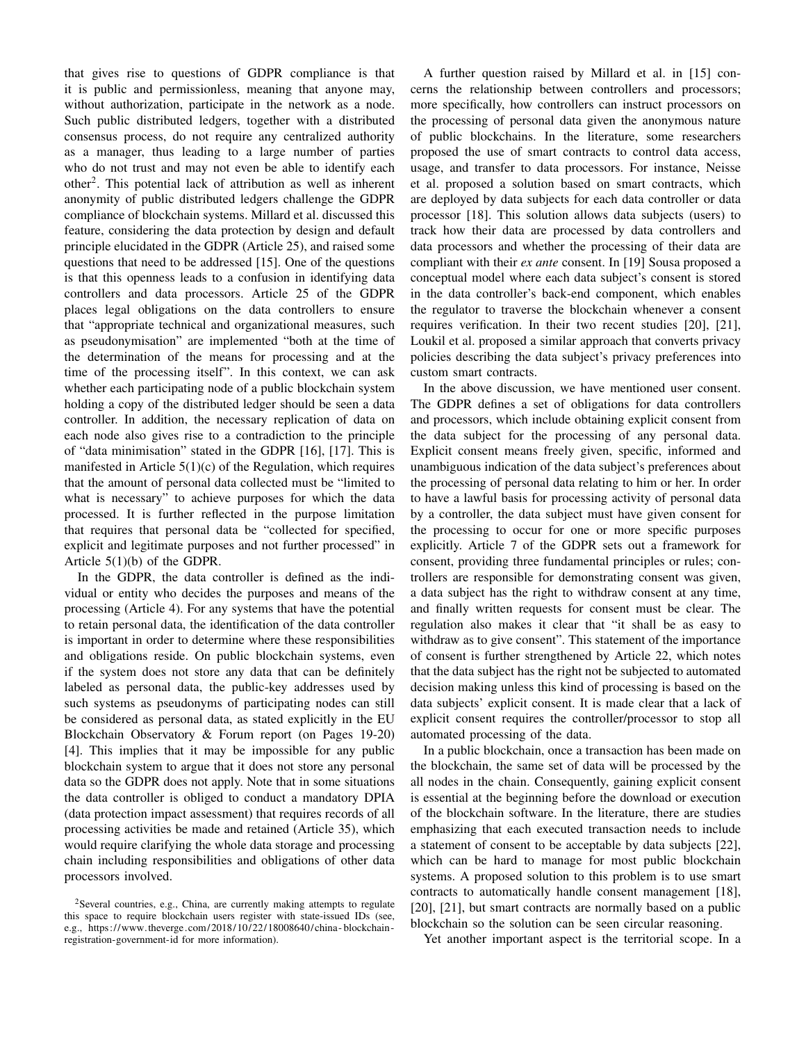that gives rise to questions of GDPR compliance is that it is public and permissionless, meaning that anyone may, without authorization, participate in the network as a node. Such public distributed ledgers, together with a distributed consensus process, do not require any centralized authority as a manager, thus leading to a large number of parties who do not trust and may not even be able to identify each other[2]. This potential lack of attribution as well as inherent anonymity of public distributed ledgers challenge the GDPR compliance of blockchain systems. Millard et al. discussed this feature, considering the data protection by design and default principle elucidated in the GDPR (Article 25), and raised some questions that need to be addressed [15]. One of the questions is that this openness leads to a confusion in identifying data controllers and data processors. Article 25 of the GDPR places legal obligations on the data controllers to ensure that "appropriate technical and organizational measures, such as pseudonymisation" are implemented "both at the time of the determination of the means for processing and at the time of the processing itself". In this context, we can ask whether each participating node of a public blockchain system holding a copy of the distributed ledger should be seen a data controller. In addition, the necessary replication of data on each node also gives rise to a contradiction to the principle of "data minimisation" stated in the GDPR [16], [17]. This is manifested in Article 5(1)(c) of the Regulation, which requires that the amount of personal data collected must be "limited to what is necessary" to achieve purposes for which the data processed. It is further reflected in the purpose limitation that requires that personal data be "collected for specified, explicit and legitimate purposes and not further processed" in Article 5(1)(b) of the GDPR.

In the GDPR, the data controller is defined as the individual or entity who decides the purposes and means of the processing (Article 4). For any systems that have the potential to retain personal data, the identification of the data controller is important in order to determine where these responsibilities and obligations reside. On public blockchain systems, even if the system does not store any data that can be definitely labeled as personal data, the public-key addresses used by such systems as pseudonyms of participating nodes can still be considered as personal data, as stated explicitly in the EU Blockchain Observatory & Forum report (on Pages 19-20) [4]. This implies that it may be impossible for any public blockchain system to argue that it does not store any personal data so the GDPR does not apply. Note that in some situations the data controller is obliged to conduct a mandatory DPIA (data protection impact assessment) that requires records of all processing activities be made and retained (Article 35), which would require clarifying the whole data storage and processing chain including responsibilities and obligations of other data processors involved.

[2]Several countries, e.g., China, are currently making attempts to regulate this space to require blockchain users register with state-issued IDs (see, e.g., https://www.theverge.com/2018/10/22/18008640/china-blockchain-registration-government-id for more information).

A further question raised by Millard et al. in [15] concerns the relationship between controllers and processors; more specifically, how controllers can instruct processors on the processing of personal data given the anonymous nature of public blockchains. In the literature, some researchers proposed the use of smart contracts to control data access, usage, and transfer to data processors. For instance, Neisse et al. proposed a solution based on smart contracts, which are deployed by data subjects for each data controller or data processor [18]. This solution allows data subjects (users) to track how their data are processed by data controllers and data processors and whether the processing of their data are compliant with their *ex ante* consent. In [19] Sousa proposed a conceptual model where each data subject's consent is stored in the data controller's back-end component, which enables the regulator to traverse the blockchain whenever a consent requires verification. In their two recent studies [20], [21], Loukil et al. proposed a similar approach that converts privacy policies describing the data subject's privacy preferences into custom smart contracts.

In the above discussion, we have mentioned user consent. The GDPR defines a set of obligations for data controllers and processors, which include obtaining explicit consent from the data subject for the processing of any personal data. Explicit consent means freely given, specific, informed and unambiguous indication of the data subject's preferences about the processing of personal data relating to him or her. In order to have a lawful basis for processing activity of personal data by a controller, the data subject must have given consent for the processing to occur for one or more specific purposes explicitly. Article 7 of the GDPR sets out a framework for consent, providing three fundamental principles or rules; controllers are responsible for demonstrating consent was given, a data subject has the right to withdraw consent at any time, and finally written requests for consent must be clear. The regulation also makes it clear that "it shall be as easy to withdraw as to give consent". This statement of the importance of consent is further strengthened by Article 22, which notes that the data subject has the right not be subjected to automated decision making unless this kind of processing is based on the data subjects' explicit consent. It is made clear that a lack of explicit consent requires the controller/processor to stop all automated processing of the data.

In a public blockchain, once a transaction has been made on the blockchain, the same set of data will be processed by the all nodes in the chain. Consequently, gaining explicit consent is essential at the beginning before the download or execution of the blockchain software. In the literature, there are studies emphasizing that each executed transaction needs to include a statement of consent to be acceptable by data subjects [22], which can be hard to manage for most public blockchain systems. A proposed solution to this problem is to use smart contracts to automatically handle consent management [18], [20], [21], but smart contracts are normally based on a public blockchain so the solution can be seen circular reasoning.

Yet another important aspect is the territorial scope. In a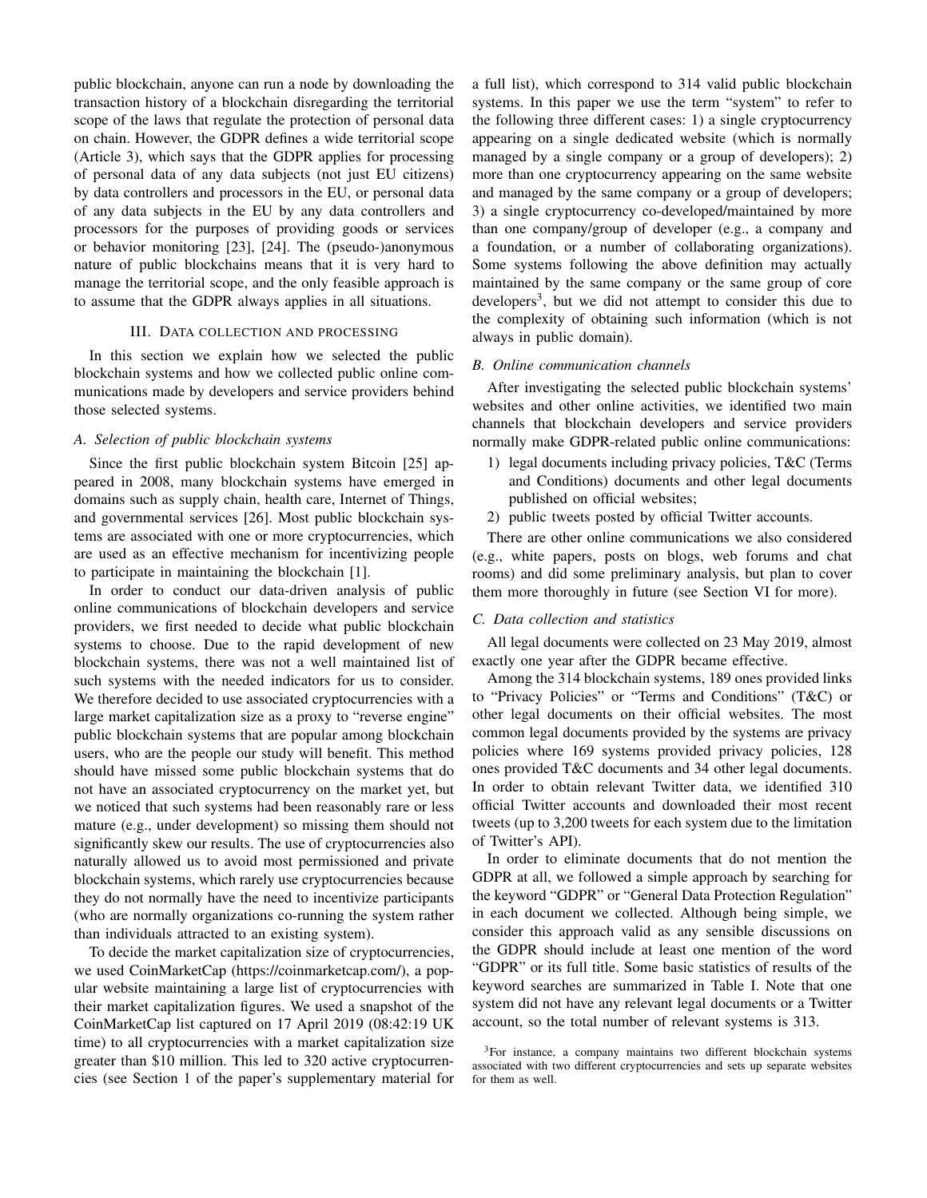public blockchain, anyone can run a node by downloading the transaction history of a blockchain disregarding the territorial scope of the laws that regulate the protection of personal data on chain. However, the GDPR defines a wide territorial scope (Article 3), which says that the GDPR applies for processing of personal data of any data subjects (not just EU citizens) by data controllers and processors in the EU, or personal data of any data subjects in the EU by any data controllers and processors for the purposes of providing goods or services or behavior monitoring [23], [24]. The (pseudo-)anonymous nature of public blockchains means that it is very hard to manage the territorial scope, and the only feasible approach is to assume that the GDPR always applies in all situations.

## III. Data collection and processing

In this section we explain how we selected the public blockchain systems and how we collected public online communications made by developers and service providers behind those selected systems.

### A. Selection of public blockchain systems

Since the first public blockchain system Bitcoin [25] appeared in 2008, many blockchain systems have emerged in domains such as supply chain, health care, Internet of Things, and governmental services [26]. Most public blockchain systems are associated with one or more cryptocurrencies, which are used as an effective mechanism for incentivizing people to participate in maintaining the blockchain [1].

In order to conduct our data-driven analysis of public online communications of blockchain developers and service providers, we first needed to decide what public blockchain systems to choose. Due to the rapid development of new blockchain systems, there was not a well maintained list of such systems with the needed indicators for us to consider. We therefore decided to use associated cryptocurrencies with a large market capitalization size as a proxy to "reverse engine" public blockchain systems that are popular among blockchain users, who are the people our study will benefit. This method should have missed some public blockchain systems that do not have an associated cryptocurrency on the market yet, but we noticed that such systems had been reasonably rare or less mature (e.g., under development) so missing them should not significantly skew our results. The use of cryptocurrencies also naturally allowed us to avoid most permissioned and private blockchain systems, which rarely use cryptocurrencies because they do not normally have the need to incentivize participants (who are normally organizations co-running the system rather than individuals attracted to an existing system).

To decide the market capitalization size of cryptocurrencies, we used CoinMarketCap (https://coinmarketcap.com/), a popular website maintaining a large list of cryptocurrencies with their market capitalization figures. We used a snapshot of the CoinMarketCap list captured on 17 April 2019 (08:42:19 UK time) to all cryptocurrencies with a market capitalization size greater than $10 million. This led to 320 active cryptocurrencies (see Section 1 of the paper's supplementary material for a full list), which correspond to 314 valid public blockchain systems. In this paper we use the term "system" to refer to the following three different cases: 1) a single cryptocurrency appearing on a single dedicated website (which is normally managed by a single company or a group of developers); 2) more than one cryptocurrency appearing on the same website and managed by the same company or a group of developers; 3) a single cryptocurrency co-developed/maintained by more than one company/group of developer (e.g., a company and a foundation, or a number of collaborating organizations). Some systems following the above definition may actually maintained by the same company or the same group of core developers[3], but we did not attempt to consider this due to the complexity of obtaining such information (which is not always in public domain).

### B. Online communication channels

After investigating the selected public blockchain systems' websites and other online activities, we identified two main channels that blockchain developers and service providers normally make GDPR-related public online communications:

1) legal documents including privacy policies, T&C (Terms and Conditions) documents and other legal documents published on official websites;
2) public tweets posted by official Twitter accounts.

There are other online communications we also considered (e.g., white papers, posts on blogs, web forums and chat rooms) and did some preliminary analysis, but plan to cover them more thoroughly in future (see Section VI for more).

### C. Data collection and statistics

All legal documents were collected on 23 May 2019, almost exactly one year after the GDPR became effective.

Among the 314 blockchain systems, 189 ones provided links to "Privacy Policies" or "Terms and Conditions" (T&C) or other legal documents on their official websites. The most common legal documents provided by the systems are privacy policies where 169 systems provided privacy policies, 128 ones provided T&C documents and 34 other legal documents. In order to obtain relevant Twitter data, we identified 310 official Twitter accounts and downloaded their most recent tweets (up to 3,200 tweets for each system due to the limitation of Twitter's API).

In order to eliminate documents that do not mention the GDPR at all, we followed a simple approach by searching for the keyword "GDPR" or "General Data Protection Regulation" in each document we collected. Although being simple, we consider this approach valid as any sensible discussions on the GDPR should include at least one mention of the word "GDPR" or its full title. Some basic statistics of results of the keyword searches are summarized in Table I. Note that one system did not have any relevant legal documents or a Twitter account, so the total number of relevant systems is 313.

[3]For instance, a company maintains two different blockchain systems associated with two different cryptocurrencies and sets up separate websites for them as well.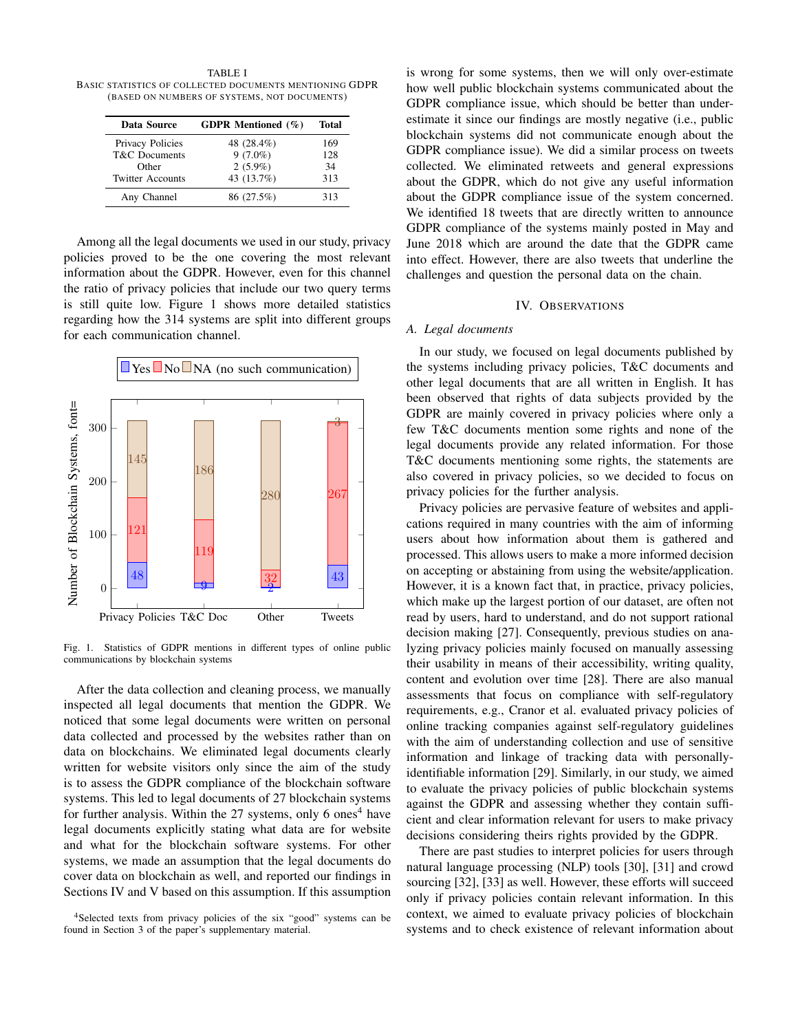TABLE I
BASIC STATISTICS OF COLLECTED DOCUMENTS MENTIONING GDPR (BASED ON NUMBERS OF SYSTEMS, NOT DOCUMENTS)

| Data Source | GDPR Mentioned (%) | Total |
|---|---|---|
| Privacy Policies | 48 (28.4%) | 169 |
| T&C Documents | 9 (7.0%) | 128 |
| Other | 2 (5.9%) | 34 |
| Twitter Accounts | 43 (13.7%) | 313 |
| Any Channel | 86 (27.5%) | 313 |

Among all the legal documents we used in our study, privacy policies proved to be the one covering the most relevant information about the GDPR. However, even for this channel the ratio of privacy policies that include our two query terms is still quite low. Figure 1 shows more detailed statistics regarding how the 314 systems are split into different groups for each communication channel.

| | Privacy Policies | T&C Doc | Other | Tweets |
|---|---|---|---|---|
| Yes | 48 | 9 | 2 | 43 |
| No | 121 | 119 | 32 | 267 |
| NA (no such communication) | 145 | 186 | 280 | 3 |

Fig. 1. Statistics of GDPR mentions in different types of online public communications by blockchain systems

After the data collection and cleaning process, we manually inspected all legal documents that mention the GDPR. We noticed that some legal documents were written on personal data collected and processed by the websites rather than on data on blockchains. We eliminated legal documents clearly written for website visitors only since the aim of the study is to assess the GDPR compliance of the blockchain software systems. This led to legal documents of 27 blockchain systems for further analysis. Within the 27 systems, only 6 ones[4] have legal documents explicitly stating what data are for website and what for the blockchain software systems. For other systems, we made an assumption that the legal documents do cover data on blockchain as well, and reported our findings in Sections IV and V based on this assumption. If this assumption is wrong for some systems, then we will only over-estimate how well public blockchain systems communicated about the GDPR compliance issue, which should be better than under-estimate it since our findings are mostly negative (i.e., public blockchain systems did not communicate enough about the GDPR compliance issue). We did a similar process on tweets collected. We eliminated retweets and general expressions about the GDPR, which do not give any useful information about the GDPR compliance issue of the system concerned. We identified 18 tweets that are directly written to announce GDPR compliance of the systems mainly posted in May and June 2018 which are around the date that the GDPR came into effect. However, there are also tweets that underline the challenges and question the personal data on the chain.

[4] Selected texts from privacy policies of the six "good" systems can be found in Section 3 of the paper's supplementary material.

## IV. OBSERVATIONS

### A. Legal documents

In our study, we focused on legal documents published by the systems including privacy policies, T&C documents and other legal documents that are all written in English. It has been observed that rights of data subjects provided by the GDPR are mainly covered in privacy policies where only a few T&C documents mention some rights and none of the legal documents provide any related information. For those T&C documents mentioning some rights, the statements are also covered in privacy policies, so we decided to focus on privacy policies for the further analysis.

Privacy policies are pervasive feature of websites and applications required in many countries with the aim of informing users about how information about them is gathered and processed. This allows users to make a more informed decision on accepting or abstaining from using the website/application. However, it is a known fact that, in practice, privacy policies, which make up the largest portion of our dataset, are often not read by users, hard to understand, and do not support rational decision making [27]. Consequently, previous studies on analyzing privacy policies mainly focused on manually assessing their usability in means of their accessibility, writing quality, content and evolution over time [28]. There are also manual assessments that focus on compliance with self-regulatory requirements, e.g., Cranor et al. evaluated privacy policies of online tracking companies against self-regulatory guidelines with the aim of understanding collection and use of sensitive information and linkage of tracking data with personally-identifiable information [29]. Similarly, in our study, we aimed to evaluate the privacy policies of public blockchain systems against the GDPR and assessing whether they contain sufficient and clear information relevant for users to make privacy decisions considering theirs rights provided by the GDPR.

There are past studies to interpret policies for users through natural language processing (NLP) tools [30], [31] and crowd sourcing [32], [33] as well. However, these efforts will succeed only if privacy policies contain relevant information. In this context, we aimed to evaluate privacy policies of blockchain systems and to check existence of relevant information about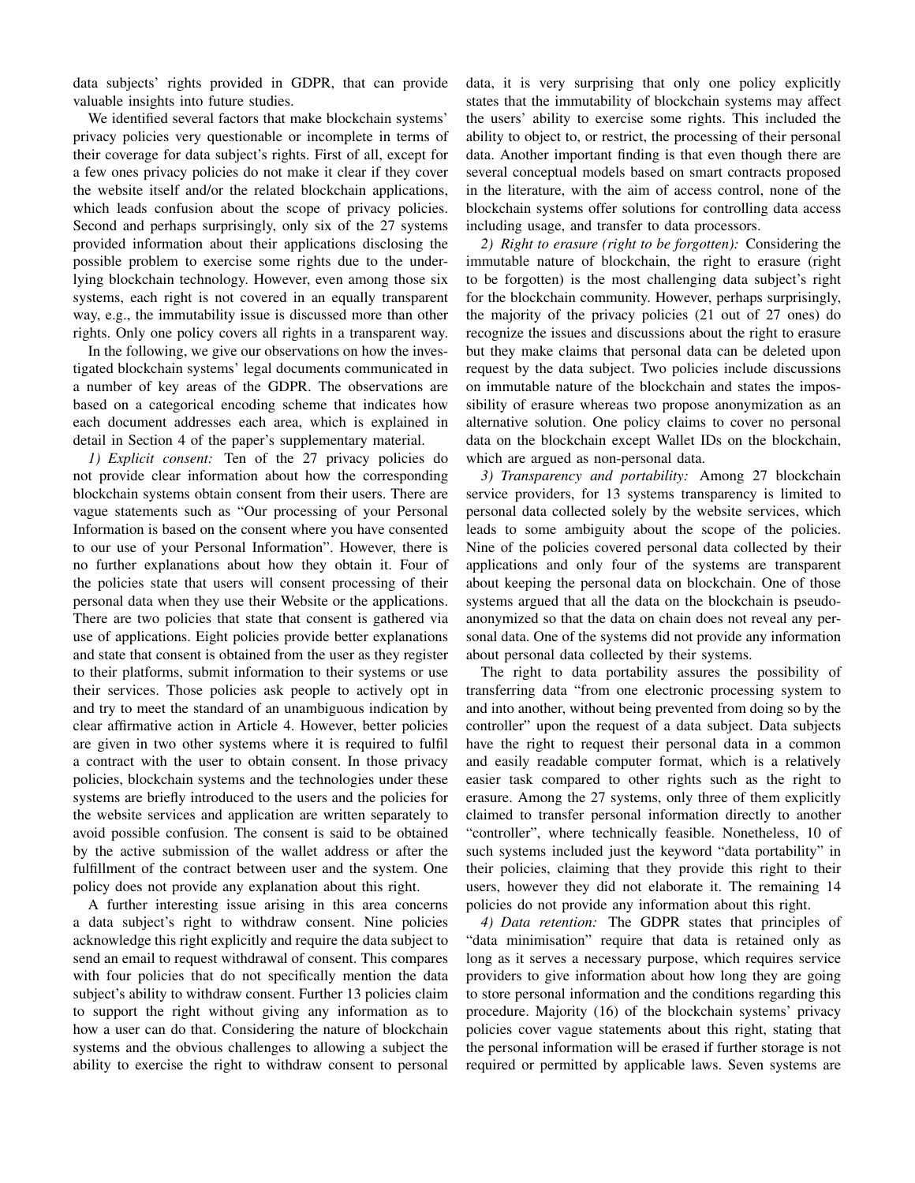data subjects' rights provided in GDPR, that can provide valuable insights into future studies.

We identified several factors that make blockchain systems' privacy policies very questionable or incomplete in terms of their coverage for data subject's rights. First of all, except for a few ones privacy policies do not make it clear if they cover the website itself and/or the related blockchain applications, which leads confusion about the scope of privacy policies. Second and perhaps surprisingly, only six of the 27 systems provided information about their applications disclosing the possible problem to exercise some rights due to the underlying blockchain technology. However, even among those six systems, each right is not covered in an equally transparent way, e.g., the immutability issue is discussed more than other rights. Only one policy covers all rights in a transparent way.

In the following, we give our observations on how the investigated blockchain systems' legal documents communicated in a number of key areas of the GDPR. The observations are based on a categorical encoding scheme that indicates how each document addresses each area, which is explained in detail in Section 4 of the paper's supplementary material.

*1) Explicit consent:* Ten of the 27 privacy policies do not provide clear information about how the corresponding blockchain systems obtain consent from their users. There are vague statements such as "Our processing of your Personal Information is based on the consent where you have consented to our use of your Personal Information". However, there is no further explanations about how they obtain it. Four of the policies state that users will consent processing of their personal data when they use their Website or the applications. There are two policies that state that consent is gathered via use of applications. Eight policies provide better explanations and state that consent is obtained from the user as they register to their platforms, submit information to their systems or use their services. Those policies ask people to actively opt in and try to meet the standard of an unambiguous indication by clear affirmative action in Article 4. However, better policies are given in two other systems where it is required to fulfil a contract with the user to obtain consent. In those privacy policies, blockchain systems and the technologies under these systems are briefly introduced to the users and the policies for the website services and application are written separately to avoid possible confusion. The consent is said to be obtained by the active submission of the wallet address or after the fulfillment of the contract between user and the system. One policy does not provide any explanation about this right.

A further interesting issue arising in this area concerns a data subject's right to withdraw consent. Nine policies acknowledge this right explicitly and require the data subject to send an email to request withdrawal of consent. This compares with four policies that do not specifically mention the data subject's ability to withdraw consent. Further 13 policies claim to support the right without giving any information as to how a user can do that. Considering the nature of blockchain systems and the obvious challenges to allowing a subject the ability to exercise the right to withdraw consent to personal data, it is very surprising that only one policy explicitly states that the immutability of blockchain systems may affect the users' ability to exercise some rights. This included the ability to object to, or restrict, the processing of their personal data. Another important finding is that even though there are several conceptual models based on smart contracts proposed in the literature, with the aim of access control, none of the blockchain systems offer solutions for controlling data access including usage, and transfer to data processors.

*2) Right to erasure (right to be forgotten):* Considering the immutable nature of blockchain, the right to erasure (right to be forgotten) is the most challenging data subject's right for the blockchain community. However, perhaps surprisingly, the majority of the privacy policies (21 out of 27 ones) do recognize the issues and discussions about the right to erasure but they make claims that personal data can be deleted upon request by the data subject. Two policies include discussions on immutable nature of the blockchain and states the impossibility of erasure whereas two propose anonymization as an alternative solution. One policy claims to cover no personal data on the blockchain except Wallet IDs on the blockchain, which are argued as non-personal data.

*3) Transparency and portability:* Among 27 blockchain service providers, for 13 systems transparency is limited to personal data collected solely by the website services, which leads to some ambiguity about the scope of the policies. Nine of the policies covered personal data collected by their applications and only four of the systems are transparent about keeping the personal data on blockchain. One of those systems argued that all the data on the blockchain is pseudo-anonymized so that the data on chain does not reveal any personal data. One of the systems did not provide any information about personal data collected by their systems.

The right to data portability assures the possibility of transferring data "from one electronic processing system to and into another, without being prevented from doing so by the controller" upon the request of a data subject. Data subjects have the right to request their personal data in a common and easily readable computer format, which is a relatively easier task compared to other rights such as the right to erasure. Among the 27 systems, only three of them explicitly claimed to transfer personal information directly to another "controller", where technically feasible. Nonetheless, 10 of such systems included just the keyword "data portability" in their policies, claiming that they provide this right to their users, however they did not elaborate it. The remaining 14 policies do not provide any information about this right.

*4) Data retention:* The GDPR states that principles of "data minimisation" require that data is retained only as long as it serves a necessary purpose, which requires service providers to give information about how long they are going to store personal information and the conditions regarding this procedure. Majority (16) of the blockchain systems' privacy policies cover vague statements about this right, stating that the personal information will be erased if further storage is not required or permitted by applicable laws. Seven systems are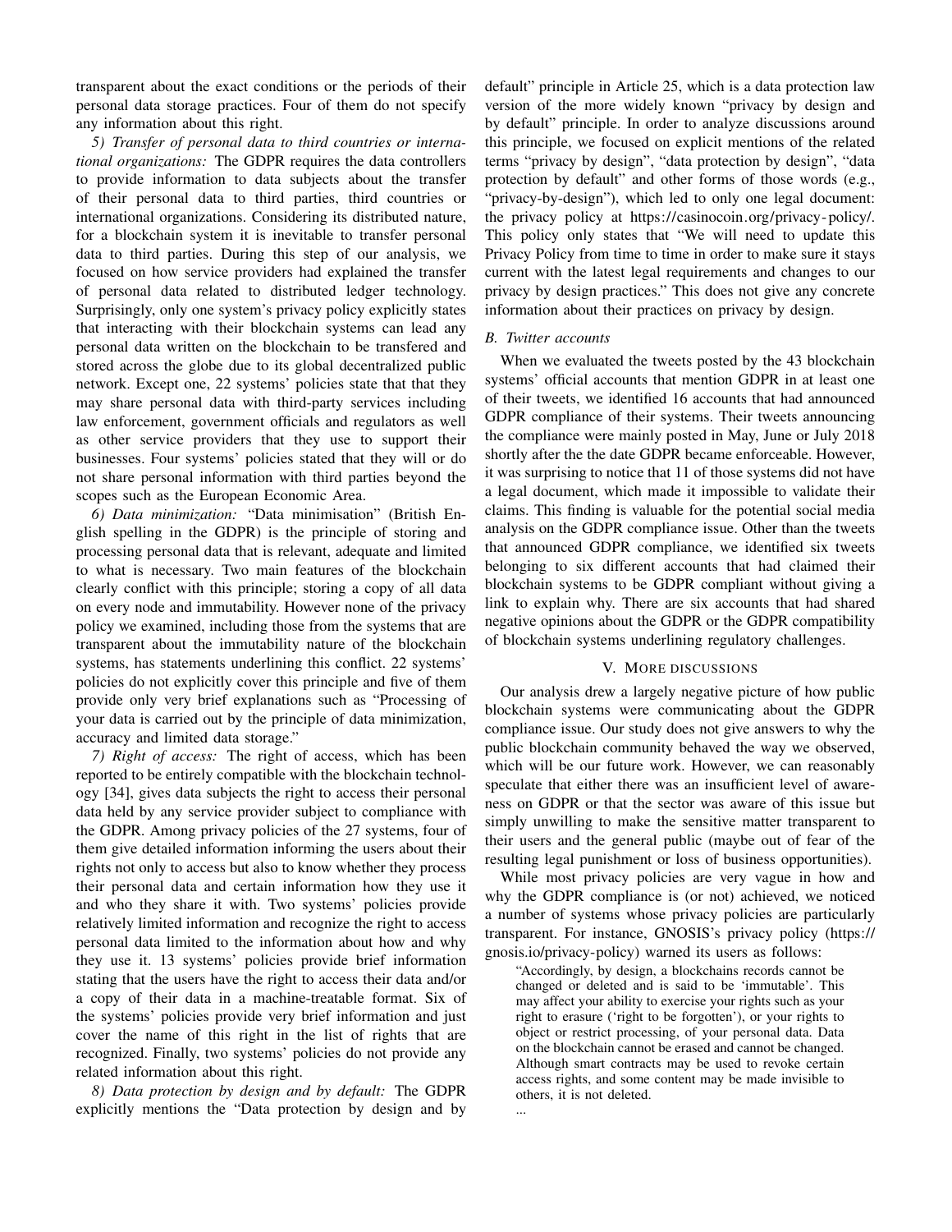transparent about the exact conditions or the periods of their personal data storage practices. Four of them do not specify any information about this right.

*5) Transfer of personal data to third countries or international organizations:* The GDPR requires the data controllers to provide information to data subjects about the transfer of their personal data to third parties, third countries or international organizations. Considering its distributed nature, for a blockchain system it is inevitable to transfer personal data to third parties. During this step of our analysis, we focused on how service providers had explained the transfer of personal data related to distributed ledger technology. Surprisingly, only one system's privacy policy explicitly states that interacting with their blockchain systems can lead any personal data written on the blockchain to be transfered and stored across the globe due to its global decentralized public network. Except one, 22 systems' policies state that that they may share personal data with third-party services including law enforcement, government officials and regulators as well as other service providers that they use to support their businesses. Four systems' policies stated that they will or do not share personal information with third parties beyond the scopes such as the European Economic Area.

*6) Data minimization:* "Data minimisation" (British English spelling in the GDPR) is the principle of storing and processing personal data that is relevant, adequate and limited to what is necessary. Two main features of the blockchain clearly conflict with this principle; storing a copy of all data on every node and immutability. However none of the privacy policy we examined, including those from the systems that are transparent about the immutability nature of the blockchain systems, has statements underlining this conflict. 22 systems' policies do not explicitly cover this principle and five of them provide only very brief explanations such as "Processing of your data is carried out by the principle of data minimization, accuracy and limited data storage."

*7) Right of access:* The right of access, which has been reported to be entirely compatible with the blockchain technology [34], gives data subjects the right to access their personal data held by any service provider subject to compliance with the GDPR. Among privacy policies of the 27 systems, four of them give detailed information informing the users about their rights not only to access but also to know whether they process their personal data and certain information how they use it and who they share it with. Two systems' policies provide relatively limited information and recognize the right to access personal data limited to the information about how and why they use it. 13 systems' policies provide brief information stating that the users have the right to access their data and/or a copy of their data in a machine-treatable format. Six of the systems' policies provide very brief information and just cover the name of this right in the list of rights that are recognized. Finally, two systems' policies do not provide any related information about this right.

*8) Data protection by design and by default:* The GDPR explicitly mentions the "Data protection by design and by default" principle in Article 25, which is a data protection law version of the more widely known "privacy by design and by default" principle. In order to analyze discussions around this principle, we focused on explicit mentions of the related terms "privacy by design", "data protection by design", "data protection by default" and other forms of those words (e.g., "privacy-by-design"), which led to only one legal document: the privacy policy at https://casinocoin.org/privacy-policy/. This policy only states that "We will need to update this Privacy Policy from time to time in order to make sure it stays current with the latest legal requirements and changes to our privacy by design practices." This does not give any concrete information about their practices on privacy by design.

### *B. Twitter accounts*

When we evaluated the tweets posted by the 43 blockchain systems' official accounts that mention GDPR in at least one of their tweets, we identified 16 accounts that had announced GDPR compliance of their systems. Their tweets announcing the compliance were mainly posted in May, June or July 2018 shortly after the the date GDPR became enforceable. However, it was surprising to notice that 11 of those systems did not have a legal document, which made it impossible to validate their claims. This finding is valuable for the potential social media analysis on the GDPR compliance issue. Other than the tweets that announced GDPR compliance, we identified six tweets belonging to six different accounts that had claimed their blockchain systems to be GDPR compliant without giving a link to explain why. There are six accounts that had shared negative opinions about the GDPR or the GDPR compatibility of blockchain systems underlining regulatory challenges.

## V. More discussions

Our analysis drew a largely negative picture of how public blockchain systems were communicating about the GDPR compliance issue. Our study does not give answers to why the public blockchain community behaved the way we observed, which will be our future work. However, we can reasonably speculate that either there was an insufficient level of awareness on GDPR or that the sector was aware of this issue but simply unwilling to make the sensitive matter transparent to their users and the general public (maybe out of fear of the resulting legal punishment or loss of business opportunities).

While most privacy policies are very vague in how and why the GDPR compliance is (or not) achieved, we noticed a number of systems whose privacy policies are particularly transparent. For instance, GNOSIS's privacy policy (https://gnosis.io/privacy-policy) warned its users as follows:

> "Accordingly, by design, a blockchains records cannot be changed or deleted and is said to be 'immutable'. This may affect your ability to exercise your rights such as your right to erasure ('right to be forgotten'), or your rights to object or restrict processing, of your personal data. Data on the blockchain cannot be erased and cannot be changed. Although smart contracts may be used to revoke certain access rights, and some content may be made invisible to others, it is not deleted.
>
> ...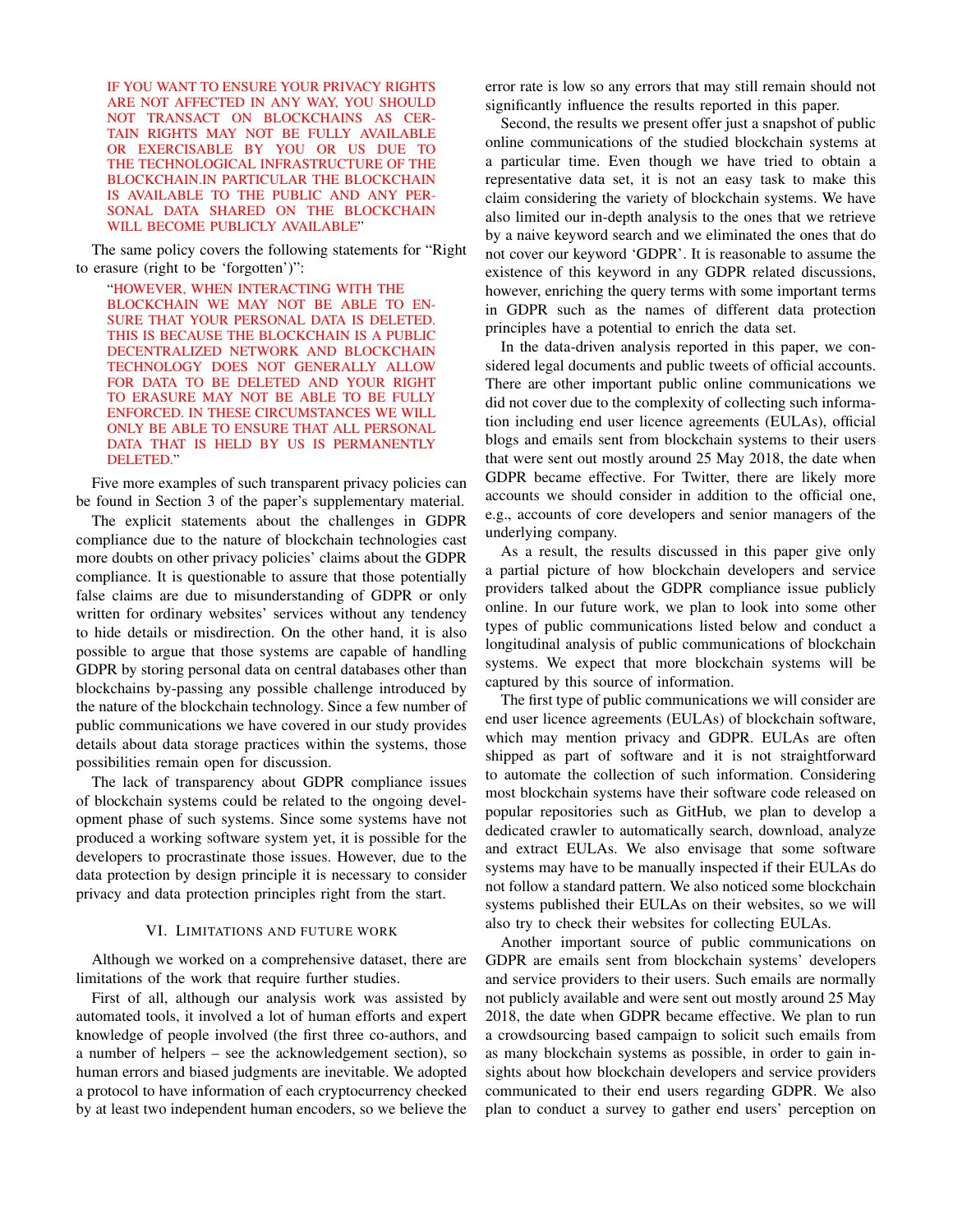> IF YOU WANT TO ENSURE YOUR PRIVACY RIGHTS ARE NOT AFFECTED IN ANY WAY, YOU SHOULD NOT TRANSACT ON BLOCKCHAINS AS CERTAIN RIGHTS MAY NOT BE FULLY AVAILABLE OR EXERCISABLE BY YOU OR US DUE TO THE TECHNOLOGICAL INFRASTRUCTURE OF THE BLOCKCHAIN.IN PARTICULAR THE BLOCKCHAIN IS AVAILABLE TO THE PUBLIC AND ANY PERSONAL DATA SHARED ON THE BLOCKCHAIN WILL BECOME PUBLICLY AVAILABLE"

The same policy covers the following statements for "Right to erasure (right to be 'forgotten')":

> "HOWEVER, WHEN INTERACTING WITH THE BLOCKCHAIN WE MAY NOT BE ABLE TO ENSURE THAT YOUR PERSONAL DATA IS DELETED. THIS IS BECAUSE THE BLOCKCHAIN IS A PUBLIC DECENTRALIZED NETWORK AND BLOCKCHAIN TECHNOLOGY DOES NOT GENERALLY ALLOW FOR DATA TO BE DELETED AND YOUR RIGHT TO ERASURE MAY NOT BE ABLE TO BE FULLY ENFORCED. IN THESE CIRCUMSTANCES WE WILL ONLY BE ABLE TO ENSURE THAT ALL PERSONAL DATA THAT IS HELD BY US IS PERMANENTLY DELETED."

Five more examples of such transparent privacy policies can be found in Section 3 of the paper's supplementary material.

The explicit statements about the challenges in GDPR compliance due to the nature of blockchain technologies cast more doubts on other privacy policies' claims about the GDPR compliance. It is questionable to assure that those potentially false claims are due to misunderstanding of GDPR or only written for ordinary websites' services without any tendency to hide details or misdirection. On the other hand, it is also possible to argue that those systems are capable of handling GDPR by storing personal data on central databases other than blockchains by-passing any possible challenge introduced by the nature of the blockchain technology. Since a few number of public communications we have covered in our study provides details about data storage practices within the systems, those possibilities remain open for discussion.

The lack of transparency about GDPR compliance issues of blockchain systems could be related to the ongoing development phase of such systems. Since some systems have not produced a working software system yet, it is possible for the developers to procrastinate those issues. However, due to the data protection by design principle it is necessary to consider privacy and data protection principles right from the start.

## VI. Limitations and Future Work

Although we worked on a comprehensive dataset, there are limitations of the work that require further studies.

First of all, although our analysis work was assisted by automated tools, it involved a lot of human efforts and expert knowledge of people involved (the first three co-authors, and a number of helpers – see the acknowledgement section), so human errors and biased judgments are inevitable. We adopted a protocol to have information of each cryptocurrency checked by at least two independent human encoders, so we believe the error rate is low so any errors that may still remain should not significantly influence the results reported in this paper.

Second, the results we present offer just a snapshot of public online communications of the studied blockchain systems at a particular time. Even though we have tried to obtain a representative data set, it is not an easy task to make this claim considering the variety of blockchain systems. We have also limited our in-depth analysis to the ones that we retrieve by a naive keyword search and we eliminated the ones that do not cover our keyword 'GDPR'. It is reasonable to assume the existence of this keyword in any GDPR related discussions, however, enriching the query terms with some important terms in GDPR such as the names of different data protection principles have a potential to enrich the data set.

In the data-driven analysis reported in this paper, we considered legal documents and public tweets of official accounts. There are other important public online communications we did not cover due to the complexity of collecting such information including end user licence agreements (EULAs), official blogs and emails sent from blockchain systems to their users that were sent out mostly around 25 May 2018, the date when GDPR became effective. For Twitter, there are likely more accounts we should consider in addition to the official one, e.g., accounts of core developers and senior managers of the underlying company.

As a result, the results discussed in this paper give only a partial picture of how blockchain developers and service providers talked about the GDPR compliance issue publicly online. In our future work, we plan to look into some other types of public communications listed below and conduct a longitudinal analysis of public communications of blockchain systems. We expect that more blockchain systems will be captured by this source of information.

The first type of public communications we will consider are end user licence agreements (EULAs) of blockchain software, which may mention privacy and GDPR. EULAs are often shipped as part of software and it is not straightforward to automate the collection of such information. Considering most blockchain systems have their software code released on popular repositories such as GitHub, we plan to develop a dedicated crawler to automatically search, download, analyze and extract EULAs. We also envisage that some software systems may have to be manually inspected if their EULAs do not follow a standard pattern. We also noticed some blockchain systems published their EULAs on their websites, so we will also try to check their websites for collecting EULAs.

Another important source of public communications on GDPR are emails sent from blockchain systems' developers and service providers to their users. Such emails are normally not publicly available and were sent out mostly around 25 May 2018, the date when GDPR became effective. We plan to run a crowdsourcing based campaign to solicit such emails from as many blockchain systems as possible, in order to gain insights about how blockchain developers and service providers communicated to their end users regarding GDPR. We also plan to conduct a survey to gather end users' perception on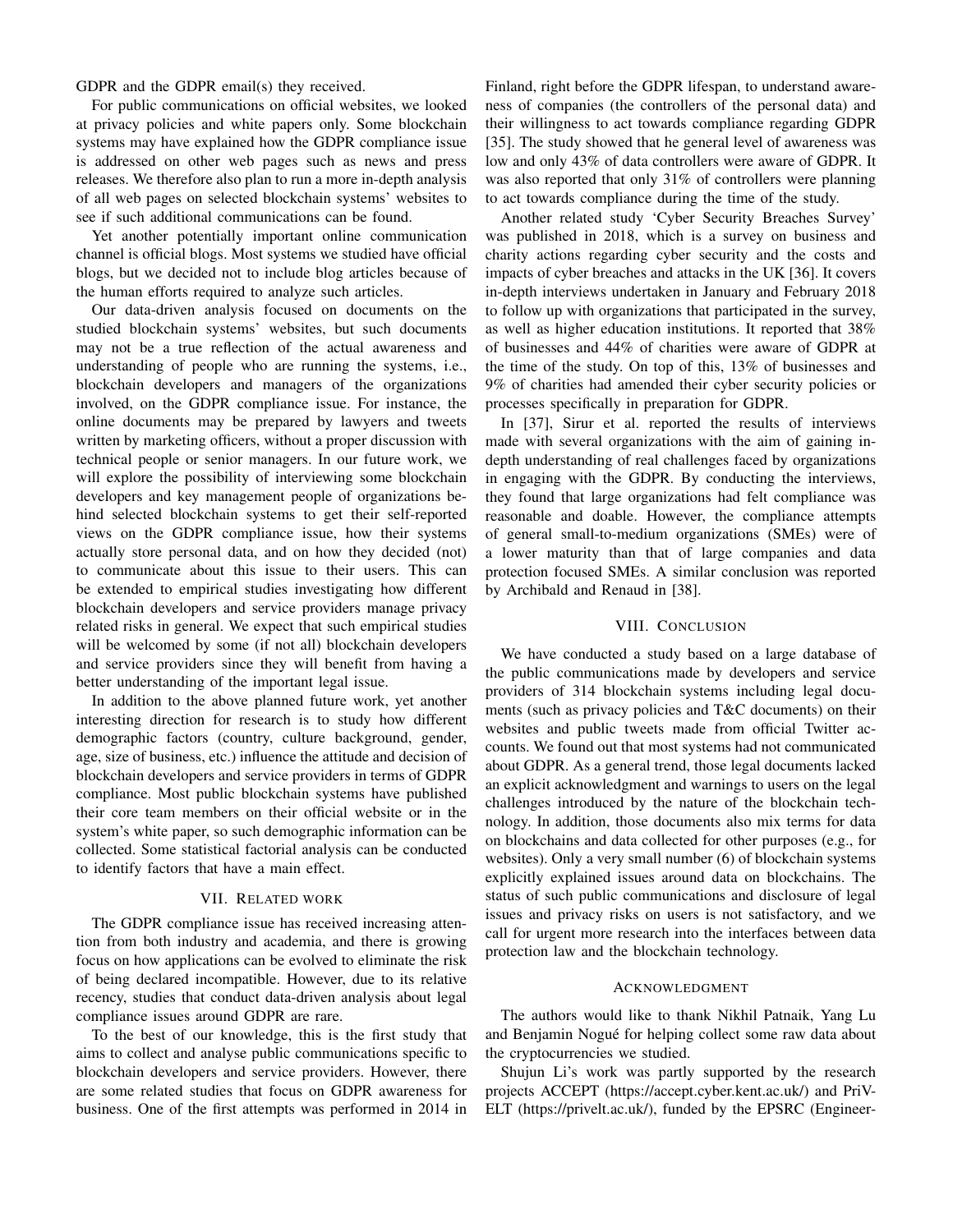GDPR and the GDPR email(s) they received.

For public communications on official websites, we looked at privacy policies and white papers only. Some blockchain systems may have explained how the GDPR compliance issue is addressed on other web pages such as news and press releases. We therefore also plan to run a more in-depth analysis of all web pages on selected blockchain systems' websites to see if such additional communications can be found.

Yet another potentially important online communication channel is official blogs. Most systems we studied have official blogs, but we decided not to include blog articles because of the human efforts required to analyze such articles.

Our data-driven analysis focused on documents on the studied blockchain systems' websites, but such documents may not be a true reflection of the actual awareness and understanding of people who are running the systems, i.e., blockchain developers and managers of the organizations involved, on the GDPR compliance issue. For instance, the online documents may be prepared by lawyers and tweets written by marketing officers, without a proper discussion with technical people or senior managers. In our future work, we will explore the possibility of interviewing some blockchain developers and key management people of organizations behind selected blockchain systems to get their self-reported views on the GDPR compliance issue, how their systems actually store personal data, and on how they decided (not) to communicate about this issue to their users. This can be extended to empirical studies investigating how different blockchain developers and service providers manage privacy related risks in general. We expect that such empirical studies will be welcomed by some (if not all) blockchain developers and service providers since they will benefit from having a better understanding of the important legal issue.

In addition to the above planned future work, yet another interesting direction for research is to study how different demographic factors (country, culture background, gender, age, size of business, etc.) influence the attitude and decision of blockchain developers and service providers in terms of GDPR compliance. Most public blockchain systems have published their core team members on their official website or in the system's white paper, so such demographic information can be collected. Some statistical factorial analysis can be conducted to identify factors that have a main effect.

## VII. Related work

The GDPR compliance issue has received increasing attention from both industry and academia, and there is growing focus on how applications can be evolved to eliminate the risk of being declared incompatible. However, due to its relative recency, studies that conduct data-driven analysis about legal compliance issues around GDPR are rare.

To the best of our knowledge, this is the first study that aims to collect and analyse public communications specific to blockchain developers and service providers. However, there are some related studies that focus on GDPR awareness for business. One of the first attempts was performed in 2014 in Finland, right before the GDPR lifespan, to understand awareness of companies (the controllers of the personal data) and their willingness to act towards compliance regarding GDPR [35]. The study showed that he general level of awareness was low and only 43% of data controllers were aware of GDPR. It was also reported that only 31% of controllers were planning to act towards compliance during the time of the study.

Another related study 'Cyber Security Breaches Survey' was published in 2018, which is a survey on business and charity actions regarding cyber security and the costs and impacts of cyber breaches and attacks in the UK [36]. It covers in-depth interviews undertaken in January and February 2018 to follow up with organizations that participated in the survey, as well as higher education institutions. It reported that 38% of businesses and 44% of charities were aware of GDPR at the time of the study. On top of this, 13% of businesses and 9% of charities had amended their cyber security policies or processes specifically in preparation for GDPR.

In [37], Sirur et al. reported the results of interviews made with several organizations with the aim of gaining in-depth understanding of real challenges faced by organizations in engaging with the GDPR. By conducting the interviews, they found that large organizations had felt compliance was reasonable and doable. However, the compliance attempts of general small-to-medium organizations (SMEs) were of a lower maturity than that of large companies and data protection focused SMEs. A similar conclusion was reported by Archibald and Renaud in [38].

## VIII. Conclusion

We have conducted a study based on a large database of the public communications made by developers and service providers of 314 blockchain systems including legal documents (such as privacy policies and T&C documents) on their websites and public tweets made from official Twitter accounts. We found out that most systems had not communicated about GDPR. As a general trend, those legal documents lacked an explicit acknowledgment and warnings to users on the legal challenges introduced by the nature of the blockchain technology. In addition, those documents also mix terms for data on blockchains and data collected for other purposes (e.g., for websites). Only a very small number (6) of blockchain systems explicitly explained issues around data on blockchains. The status of such public communications and disclosure of legal issues and privacy risks on users is not satisfactory, and we call for urgent more research into the interfaces between data protection law and the blockchain technology.

## Acknowledgment

The authors would like to thank Nikhil Patnaik, Yang Lu and Benjamin Nogué for helping collect some raw data about the cryptocurrencies we studied.

Shujun Li's work was partly supported by the research projects ACCEPT (https://accept.cyber.kent.ac.uk/) and PriV-ELT (https://privelt.ac.uk/), funded by the EPSRC (Engineer-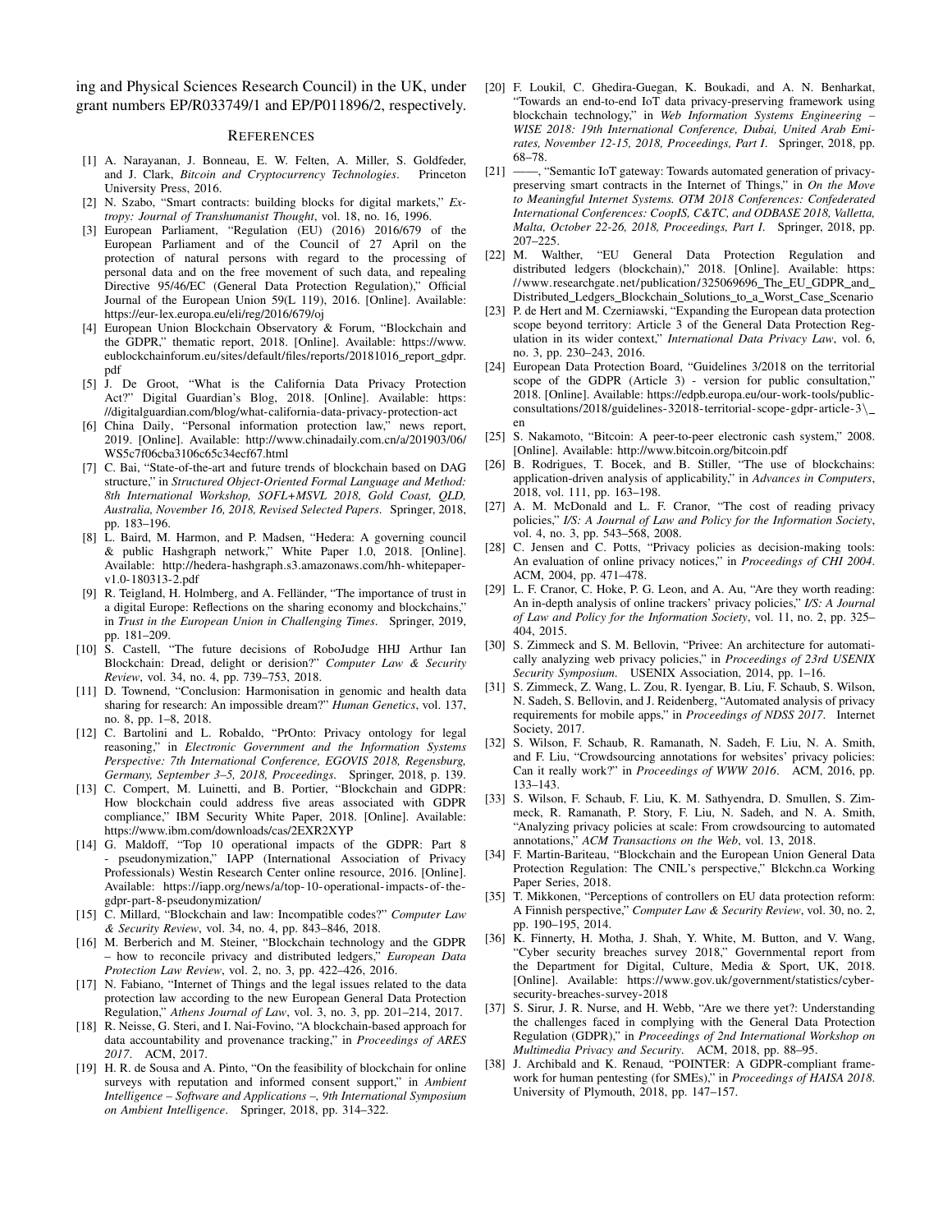ing and Physical Sciences Research Council) in the UK, under grant numbers EP/R033749/1 and EP/P011896/2, respectively.

## References

[1] A. Narayanan, J. Bonneau, E. W. Felten, A. Miller, S. Goldfeder, and J. Clark, *Bitcoin and Cryptocurrency Technologies*. Princeton University Press, 2016.

[2] N. Szabo, "Smart contracts: building blocks for digital markets," *Extropy: Journal of Transhumanist Thought*, vol. 18, no. 16, 1996.

[3] European Parliament, "Regulation (EU) (2016) 2016/679 of the European Parliament and of the Council of 27 April on the protection of natural persons with regard to the processing of personal data and on the free movement of such data, and repealing Directive 95/46/EC (General Data Protection Regulation)," Official Journal of the European Union 59(L 119), 2016. [Online]. Available: https://eur-lex.europa.eu/eli/reg/2016/679/oj

[4] European Union Blockchain Observatory & Forum, "Blockchain and the GDPR," thematic report, 2018. [Online]. Available: https://www.eublockchainforum.eu/sites/default/files/reports/20181016_report_gdpr.pdf

[5] J. De Groot, "What is the California Data Privacy Protection Act?" Digital Guardian's Blog, 2018. [Online]. Available: https://digitalguardian.com/blog/what-california-data-privacy-protection-act

[6] China Daily, "Personal information protection law," news report, 2019. [Online]. Available: http://www.chinadaily.com.cn/a/201903/06/WS5c7f06cba3106c65c34ecf67.html

[7] C. Bai, "State-of-the-art and future trends of blockchain based on DAG structure," in *Structured Object-Oriented Formal Language and Method: 8th International Workshop, SOFL+MSVL 2018, Gold Coast, QLD, Australia, November 16, 2018, Revised Selected Papers*. Springer, 2018, pp. 183–196.

[8] L. Baird, M. Harmon, and P. Madsen, "Hedera: A governing council & public Hashgraph network," White Paper 1.0, 2018. [Online]. Available: http://hedera-hashgraph.s3.amazonaws.com/hh-whitepaper-v1.0-180313-2.pdf

[9] R. Teigland, H. Holmberg, and A. Felländer, "The importance of trust in a digital Europe: Reflections on the sharing economy and blockchains," in *Trust in the European Union in Challenging Times*. Springer, 2019, pp. 181–209.

[10] S. Castell, "The future decisions of RoboJudge HHJ Arthur Ian Blockchain: Dread, delight or derision?" *Computer Law & Security Review*, vol. 34, no. 4, pp. 739–753, 2018.

[11] D. Townend, "Conclusion: Harmonisation in genomic and health data sharing for research: An impossible dream?" *Human Genetics*, vol. 137, no. 8, pp. 1–8, 2018.

[12] C. Bartolini and L. Robaldo, "PrOnto: Privacy ontology for legal reasoning," in *Electronic Government and the Information Systems Perspective: 7th International Conference, EGOVIS 2018, Regensburg, Germany, September 3–5, 2018, Proceedings*. Springer, 2018, p. 139.

[13] C. Compert, M. Luinetti, and B. Portier, "Blockchain and GDPR: How blockchain could address five areas associated with GDPR compliance," IBM Security White Paper, 2018. [Online]. Available: https://www.ibm.com/downloads/cas/2EXR2XYP

[14] G. Maldoff, "Top 10 operational impacts of the GDPR: Part 8 - pseudonymization," IAPP (International Association of Privacy Professionals) Westin Research Center online resource, 2016. [Online]. Available: https://iapp.org/news/a/top-10-operational-impacts-of-the-gdpr-part-8-pseudonymization/

[15] C. Millard, "Blockchain and law: Incompatible codes?" *Computer Law & Security Review*, vol. 34, no. 4, pp. 843–846, 2018.

[16] M. Berberich and M. Steiner, "Blockchain technology and the GDPR – how to reconcile privacy and distributed ledgers," *European Data Protection Law Review*, vol. 2, no. 3, pp. 422–426, 2016.

[17] N. Fabiano, "Internet of Things and the legal issues related to the data protection law according to the new European General Data Protection Regulation," *Athens Journal of Law*, vol. 3, no. 3, pp. 201–214, 2017.

[18] R. Neisse, G. Steri, and I. Nai-Fovino, "A blockchain-based approach for data accountability and provenance tracking," in *Proceedings of ARES 2017*. ACM, 2017.

[19] H. R. de Sousa and A. Pinto, "On the feasibility of blockchain for online surveys with reputation and informed consent support," in *Ambient Intelligence – Software and Applications –, 9th International Symposium on Ambient Intelligence*. Springer, 2018, pp. 314–322.

[20] F. Loukil, C. Ghedira-Guegan, K. Boukadi, and A. N. Benharkat, "Towards an end-to-end IoT data privacy-preserving framework using blockchain technology," in *Web Information Systems Engineering – WISE 2018: 19th International Conference, Dubai, United Arab Emirates, November 12-15, 2018, Proceedings, Part I*. Springer, 2018, pp. 68–78.

[21] ——, "Semantic IoT gateway: Towards automated generation of privacy-preserving smart contracts in the Internet of Things," in *On the Move to Meaningful Internet Systems. OTM 2018 Conferences: Confederated International Conferences: CoopIS, C&TC, and ODBASE 2018, Valletta, Malta, October 22-26, 2018, Proceedings, Part I*. Springer, 2018, pp. 207–225.

[22] M. Walther, "EU General Data Protection Regulation and distributed ledgers (blockchain)," 2018. [Online]. Available: https://www.researchgate.net/publication/325069696_The_EU_GDPR_and_Distributed_Ledgers_Blockchain_Solutions_to_a_Worst_Case_Scenario

[23] P. de Hert and M. Czerniawski, "Expanding the European data protection scope beyond territory: Article 3 of the General Data Protection Regulation in its wider context," *International Data Privacy Law*, vol. 6, no. 3, pp. 230–243, 2016.

[24] European Data Protection Board, "Guidelines 3/2018 on the territorial scope of the GDPR (Article 3) - version for public consultation," 2018. [Online]. Available: https://edpb.europa.eu/our-work-tools/public-consultations/2018/guidelines-32018-territorial-scope-gdpr-article-3\_en

[25] S. Nakamoto, "Bitcoin: A peer-to-peer electronic cash system," 2008. [Online]. Available: http://www.bitcoin.org/bitcoin.pdf

[26] B. Rodrigues, T. Bocek, and B. Stiller, "The use of blockchains: application-driven analysis of applicability," in *Advances in Computers*, 2018, vol. 111, pp. 163–198.

[27] A. M. McDonald and L. F. Cranor, "The cost of reading privacy policies," *I/S: A Journal of Law and Policy for the Information Society*, vol. 4, no. 3, pp. 543–568, 2008.

[28] C. Jensen and C. Potts, "Privacy policies as decision-making tools: An evaluation of online privacy notices," in *Proceedings of CHI 2004*. ACM, 2004, pp. 471–478.

[29] L. F. Cranor, C. Hoke, P. G. Leon, and A. Au, "Are they worth reading: An in-depth analysis of online trackers' privacy policies," *I/S: A Journal of Law and Policy for the Information Society*, vol. 11, no. 2, pp. 325–404, 2015.

[30] S. Zimmeck and S. M. Bellovin, "Privee: An architecture for automatically analyzing web privacy policies," in *Proceedings of 23rd USENIX Security Symposium*. USENIX Association, 2014, pp. 1–16.

[31] S. Zimmeck, Z. Wang, L. Zou, R. Iyengar, B. Liu, F. Schaub, S. Wilson, N. Sadeh, S. Bellovin, and J. Reidenberg, "Automated analysis of privacy requirements for mobile apps," in *Proceedings of NDSS 2017*. Internet Society, 2017.

[32] S. Wilson, F. Schaub, R. Ramanath, N. Sadeh, F. Liu, N. A. Smith, and F. Liu, "Crowdsourcing annotations for websites' privacy policies: Can it really work?" in *Proceedings of WWW 2016*. ACM, 2016, pp. 133–143.

[33] S. Wilson, F. Schaub, F. Liu, K. M. Sathyendra, D. Smullen, S. Zimmeck, R. Ramanath, P. Story, F. Liu, N. Sadeh, and N. A. Smith, "Analyzing privacy policies at scale: From crowdsourcing to automated annotations," *ACM Transactions on the Web*, vol. 13, 2018.

[34] F. Martin-Bariteau, "Blockchain and the European Union General Data Protection Regulation: The CNIL's perspective," Blckchn.ca Working Paper Series, 2018.

[35] T. Mikkonen, "Perceptions of controllers on EU data protection reform: A Finnish perspective," *Computer Law & Security Review*, vol. 30, no. 2, pp. 190–195, 2014.

[36] K. Finnerty, H. Motha, J. Shah, Y. White, M. Button, and V. Wang, "Cyber security breaches survey 2018," Governmental report from the Department for Digital, Culture, Media & Sport, UK, 2018. [Online]. Available: https://www.gov.uk/government/statistics/cyber-security-breaches-survey-2018

[37] S. Sirur, J. R. Nurse, and H. Webb, "Are we there yet?: Understanding the challenges faced in complying with the General Data Protection Regulation (GDPR)," in *Proceedings of 2nd International Workshop on Multimedia Privacy and Security*. ACM, 2018, pp. 88–95.

[38] J. Archibald and K. Renaud, "POINTER: A GDPR-compliant framework for human pentesting (for SMEs)," in *Proceedings of HAISA 2018*. University of Plymouth, 2018, pp. 147–157.